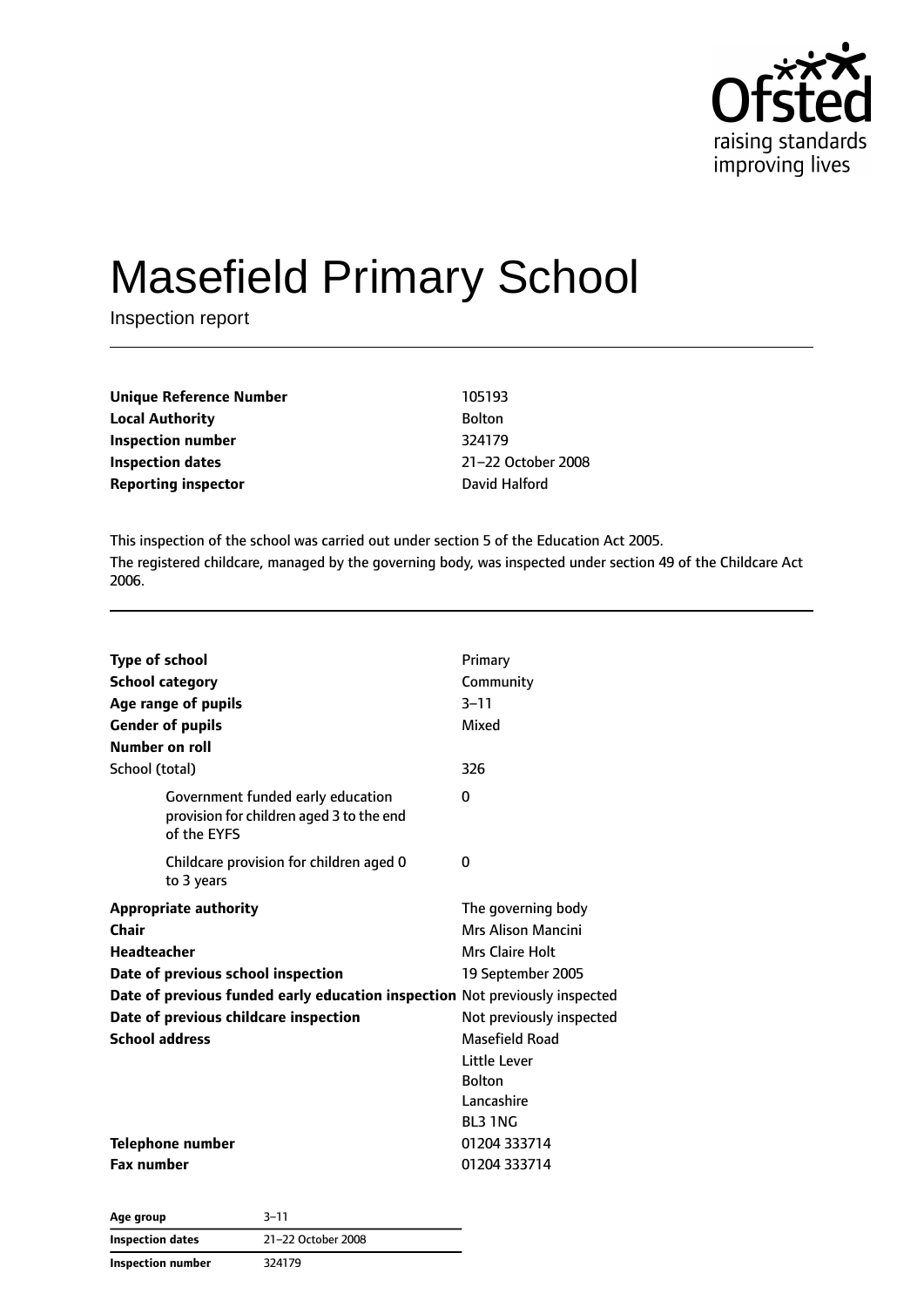# Masefield Primary School

Inspection report

| | |
|---|---|
| **Unique Reference Number** | 105193 |
| **Local Authority** | Bolton |
| **Inspection number** | 324179 |
| **Inspection dates** | 21–22 October 2008 |
| **Reporting inspector** | David Halford |

This inspection of the school was carried out under section 5 of the Education Act 2005.

The registered childcare, managed by the governing body, was inspected under section 49 of the Childcare Act 2006.

| | |
|---|---|
| **Type of school** | Primary |
| **School category** | Community |
| **Age range of pupils** | 3–11 |
| **Gender of pupils** | Mixed |
| **Number on roll** | |
| School (total) | 326 |
| Government funded early education provision for children aged 3 to the end of the EYFS | 0 |
| Childcare provision for children aged 0 to 3 years | 0 |
| **Appropriate authority** | The governing body |
| **Chair** | Mrs Alison Mancini |
| **Headteacher** | Mrs Claire Holt |
| **Date of previous school inspection** | 19 September 2005 |
| **Date of previous funded early education inspection** | Not previously inspected |
| **Date of previous childcare inspection** | Not previously inspected |
| **School address** | Masefield Road<br>Little Lever<br>Bolton<br>Lancashire<br>BL3 1NG |
| **Telephone number** | 01204 333714 |
| **Fax number** | 01204 333714 |

| | |
|---|---|
| **Age group** | 3–11 |
| **Inspection dates** | 21–22 October 2008 |
| **Inspection number** | 324179 |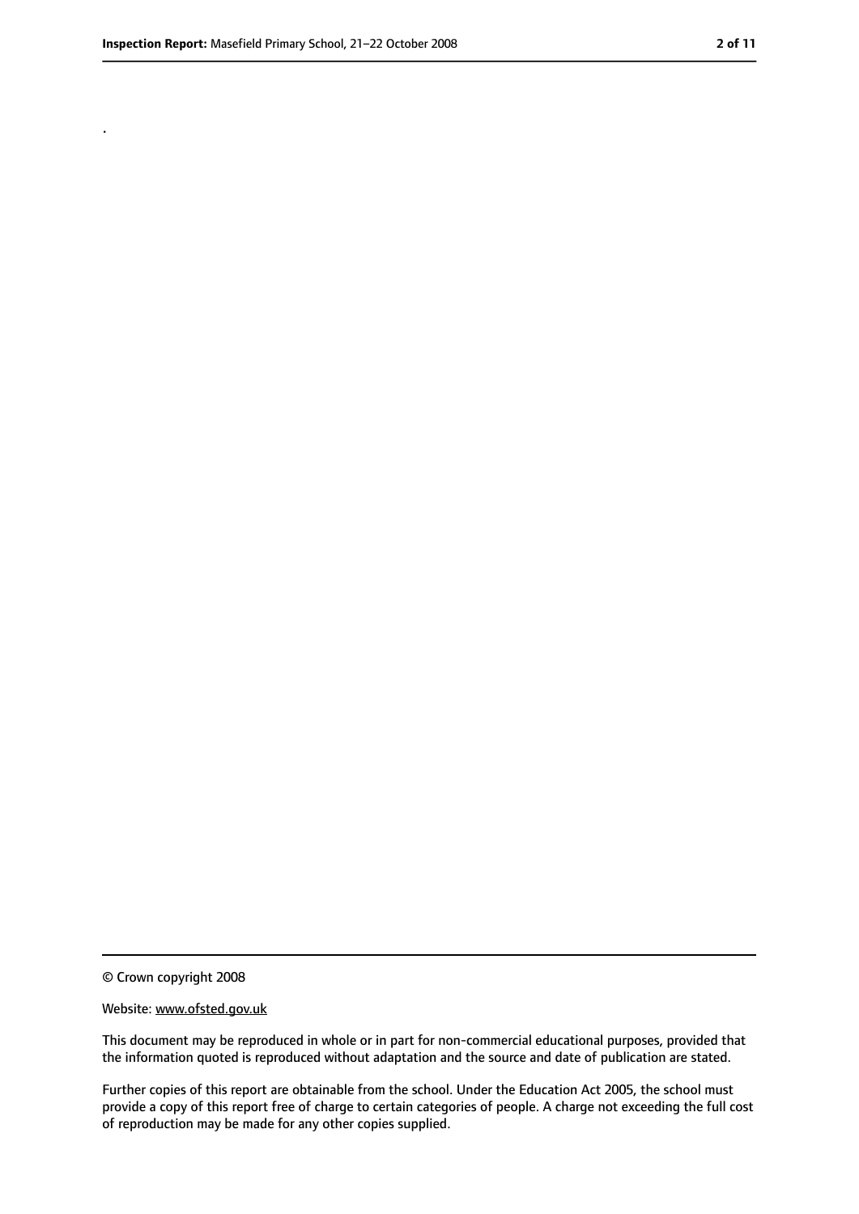.

© Crown copyright 2008

Website: www.ofsted.gov.uk

This document may be reproduced in whole or in part for non-commercial educational purposes, provided that the information quoted is reproduced without adaptation and the source and date of publication are stated.

Further copies of this report are obtainable from the school. Under the Education Act 2005, the school must provide a copy of this report free of charge to certain categories of people. A charge not exceeding the full cost of reproduction may be made for any other copies supplied.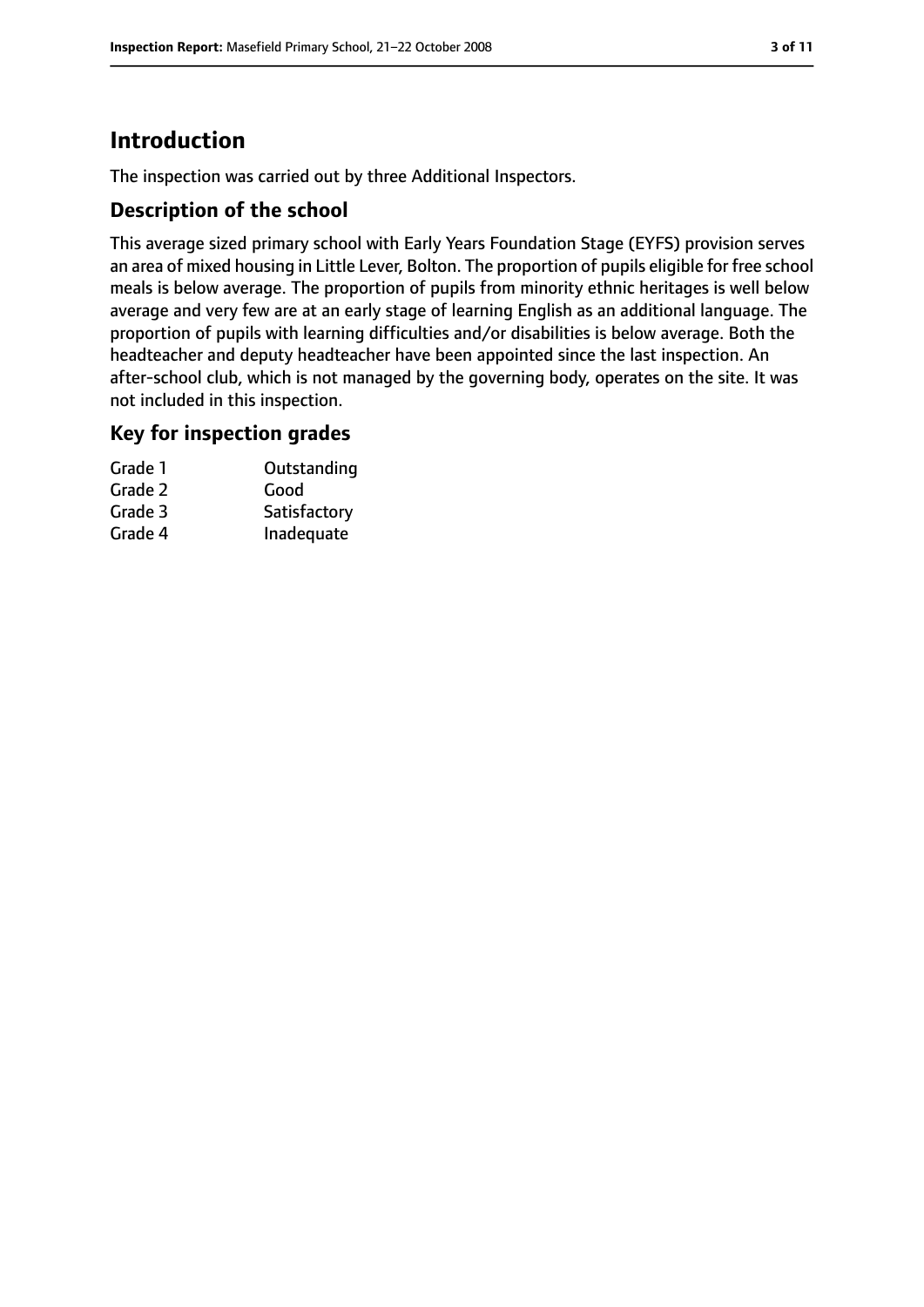# Introduction

The inspection was carried out by three Additional Inspectors.

## Description of the school

This average sized primary school with Early Years Foundation Stage (EYFS) provision serves an area of mixed housing in Little Lever, Bolton. The proportion of pupils eligible for free school meals is below average. The proportion of pupils from minority ethnic heritages is well below average and very few are at an early stage of learning English as an additional language. The proportion of pupils with learning difficulties and/or disabilities is below average. Both the headteacher and deputy headteacher have been appointed since the last inspection. An after-school club, which is not managed by the governing body, operates on the site. It was not included in this inspection.

## Key for inspection grades

| | |
|---|---|
| Grade 1 | Outstanding |
| Grade 2 | Good |
| Grade 3 | Satisfactory |
| Grade 4 | Inadequate |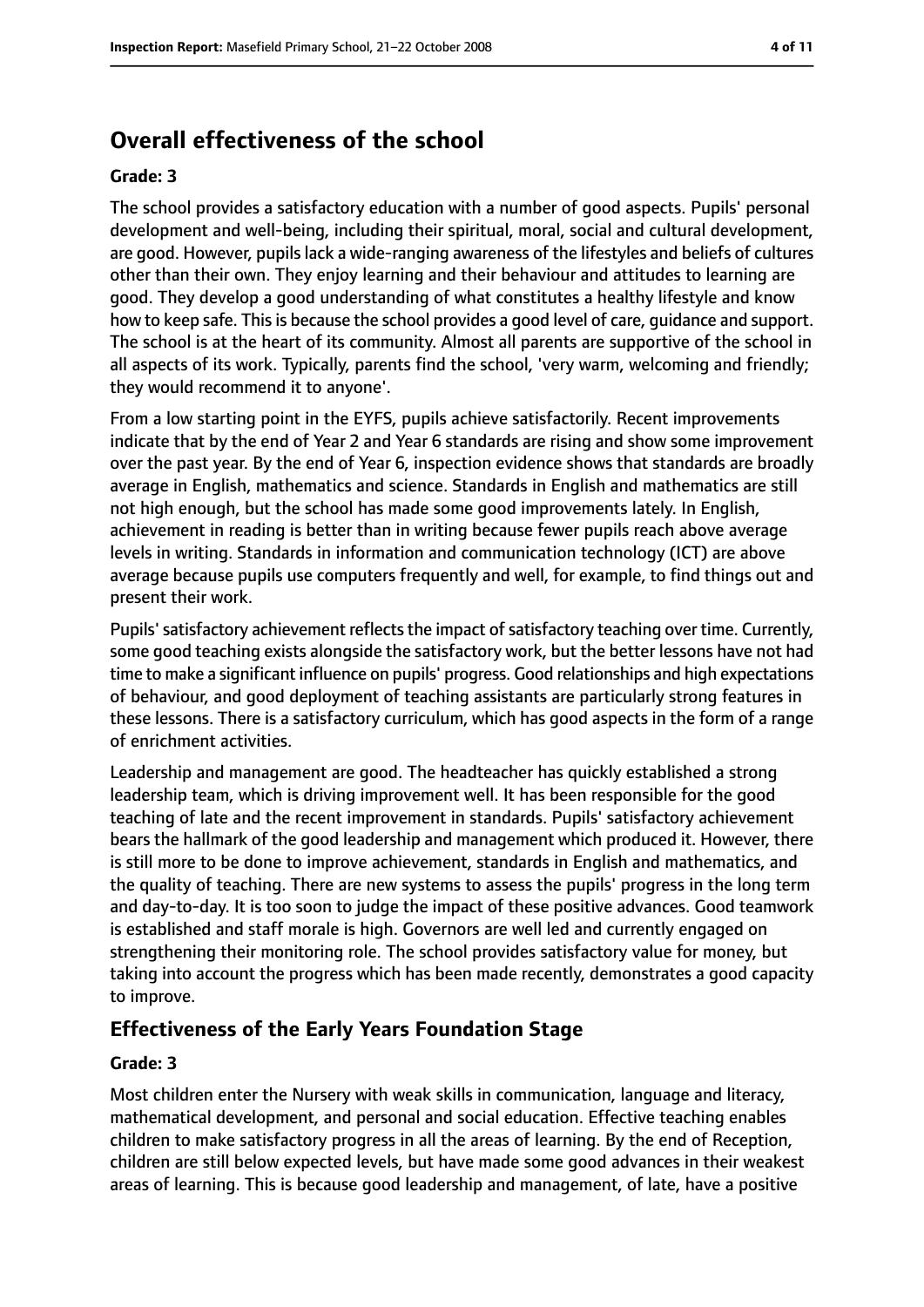## Overall effectiveness of the school

**Grade: 3**

The school provides a satisfactory education with a number of good aspects. Pupils' personal development and well-being, including their spiritual, moral, social and cultural development, are good. However, pupils lack a wide-ranging awareness of the lifestyles and beliefs of cultures other than their own. They enjoy learning and their behaviour and attitudes to learning are good. They develop a good understanding of what constitutes a healthy lifestyle and know how to keep safe. This is because the school provides a good level of care, guidance and support. The school is at the heart of its community. Almost all parents are supportive of the school in all aspects of its work. Typically, parents find the school, 'very warm, welcoming and friendly; they would recommend it to anyone'.

From a low starting point in the EYFS, pupils achieve satisfactorily. Recent improvements indicate that by the end of Year 2 and Year 6 standards are rising and show some improvement over the past year. By the end of Year 6, inspection evidence shows that standards are broadly average in English, mathematics and science. Standards in English and mathematics are still not high enough, but the school has made some good improvements lately. In English, achievement in reading is better than in writing because fewer pupils reach above average levels in writing. Standards in information and communication technology (ICT) are above average because pupils use computers frequently and well, for example, to find things out and present their work.

Pupils' satisfactory achievement reflects the impact of satisfactory teaching over time. Currently, some good teaching exists alongside the satisfactory work, but the better lessons have not had time to make a significant influence on pupils' progress. Good relationships and high expectations of behaviour, and good deployment of teaching assistants are particularly strong features in these lessons. There is a satisfactory curriculum, which has good aspects in the form of a range of enrichment activities.

Leadership and management are good. The headteacher has quickly established a strong leadership team, which is driving improvement well. It has been responsible for the good teaching of late and the recent improvement in standards. Pupils' satisfactory achievement bears the hallmark of the good leadership and management which produced it. However, there is still more to be done to improve achievement, standards in English and mathematics, and the quality of teaching. There are new systems to assess the pupils' progress in the long term and day-to-day. It is too soon to judge the impact of these positive advances. Good teamwork is established and staff morale is high. Governors are well led and currently engaged on strengthening their monitoring role. The school provides satisfactory value for money, but taking into account the progress which has been made recently, demonstrates a good capacity to improve.

## Effectiveness of the Early Years Foundation Stage

**Grade: 3**

Most children enter the Nursery with weak skills in communication, language and literacy, mathematical development, and personal and social education. Effective teaching enables children to make satisfactory progress in all the areas of learning. By the end of Reception, children are still below expected levels, but have made some good advances in their weakest areas of learning. This is because good leadership and management, of late, have a positive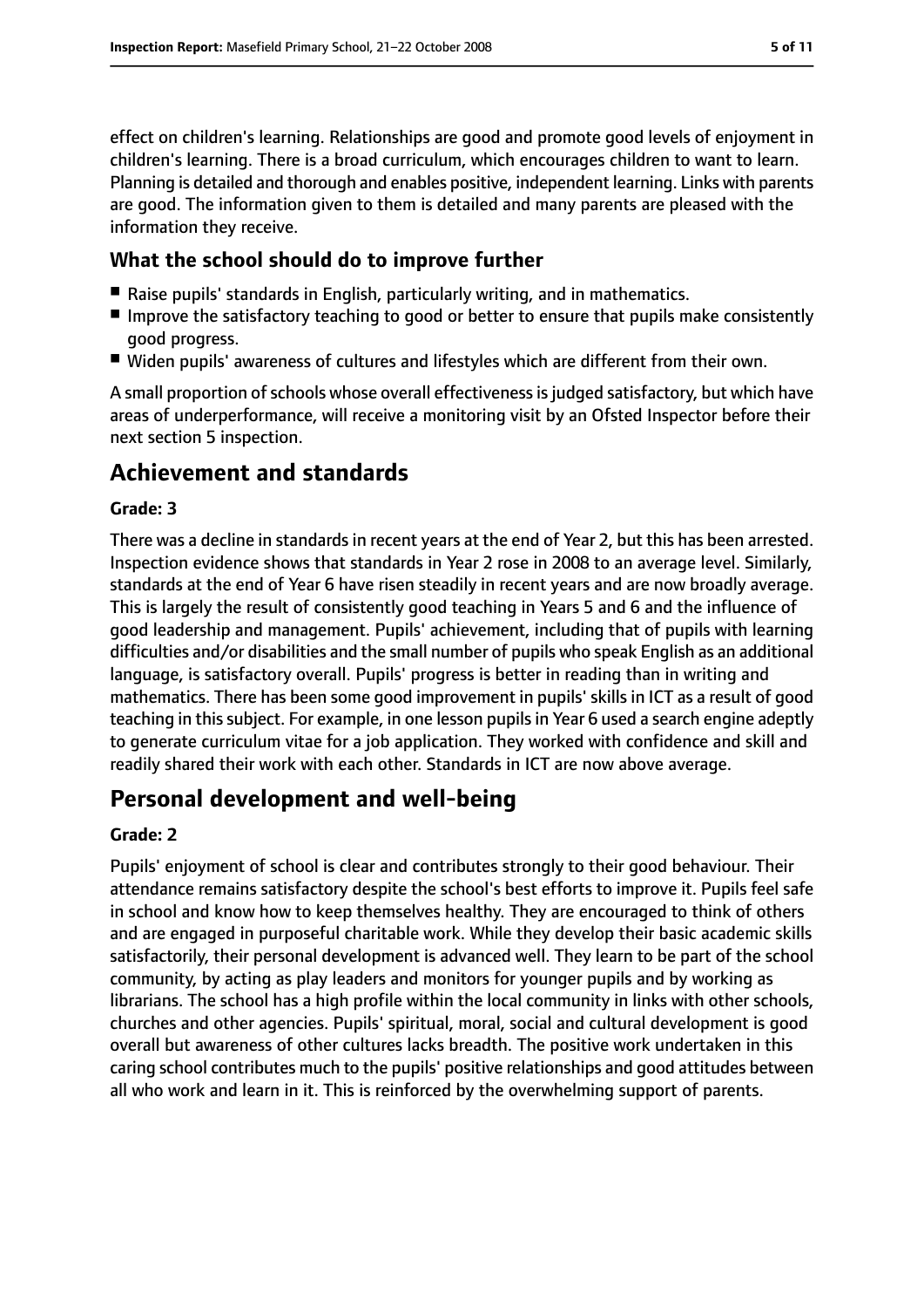effect on children's learning. Relationships are good and promote good levels of enjoyment in children's learning. There is a broad curriculum, which encourages children to want to learn. Planning is detailed and thorough and enables positive, independent learning. Links with parents are good. The information given to them is detailed and many parents are pleased with the information they receive.

### What the school should do to improve further

- Raise pupils' standards in English, particularly writing, and in mathematics.
- Improve the satisfactory teaching to good or better to ensure that pupils make consistently good progress.
- Widen pupils' awareness of cultures and lifestyles which are different from their own.

A small proportion of schools whose overall effectiveness is judged satisfactory, but which have areas of underperformance, will receive a monitoring visit by an Ofsted Inspector before their next section 5 inspection.

## Achievement and standards

**Grade: 3**

There was a decline in standards in recent years at the end of Year 2, but this has been arrested. Inspection evidence shows that standards in Year 2 rose in 2008 to an average level. Similarly, standards at the end of Year 6 have risen steadily in recent years and are now broadly average. This is largely the result of consistently good teaching in Years 5 and 6 and the influence of good leadership and management. Pupils' achievement, including that of pupils with learning difficulties and/or disabilities and the small number of pupils who speak English as an additional language, is satisfactory overall. Pupils' progress is better in reading than in writing and mathematics. There has been some good improvement in pupils' skills in ICT as a result of good teaching in this subject. For example, in one lesson pupils in Year 6 used a search engine adeptly to generate curriculum vitae for a job application. They worked with confidence and skill and readily shared their work with each other. Standards in ICT are now above average.

## Personal development and well-being

**Grade: 2**

Pupils' enjoyment of school is clear and contributes strongly to their good behaviour. Their attendance remains satisfactory despite the school's best efforts to improve it. Pupils feel safe in school and know how to keep themselves healthy. They are encouraged to think of others and are engaged in purposeful charitable work. While they develop their basic academic skills satisfactorily, their personal development is advanced well. They learn to be part of the school community, by acting as play leaders and monitors for younger pupils and by working as librarians. The school has a high profile within the local community in links with other schools, churches and other agencies. Pupils' spiritual, moral, social and cultural development is good overall but awareness of other cultures lacks breadth. The positive work undertaken in this caring school contributes much to the pupils' positive relationships and good attitudes between all who work and learn in it. This is reinforced by the overwhelming support of parents.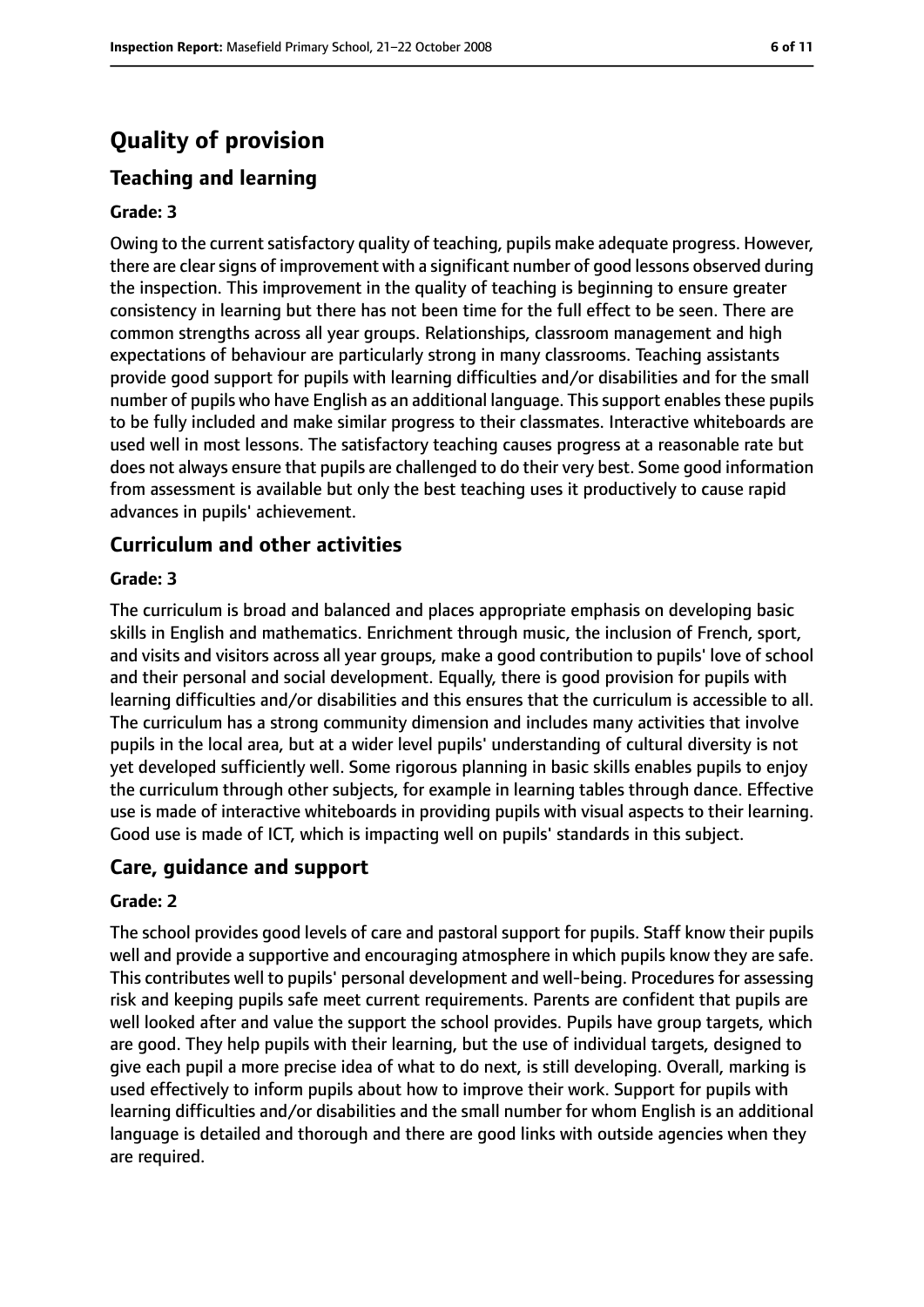# Quality of provision

## Teaching and learning

### Grade: 3

Owing to the current satisfactory quality of teaching, pupils make adequate progress. However, there are clear signs of improvement with a significant number of good lessons observed during the inspection. This improvement in the quality of teaching is beginning to ensure greater consistency in learning but there has not been time for the full effect to be seen. There are common strengths across all year groups. Relationships, classroom management and high expectations of behaviour are particularly strong in many classrooms. Teaching assistants provide good support for pupils with learning difficulties and/or disabilities and for the small number of pupils who have English as an additional language. This support enables these pupils to be fully included and make similar progress to their classmates. Interactive whiteboards are used well in most lessons. The satisfactory teaching causes progress at a reasonable rate but does not always ensure that pupils are challenged to do their very best. Some good information from assessment is available but only the best teaching uses it productively to cause rapid advances in pupils' achievement.

## Curriculum and other activities

### Grade: 3

The curriculum is broad and balanced and places appropriate emphasis on developing basic skills in English and mathematics. Enrichment through music, the inclusion of French, sport, and visits and visitors across all year groups, make a good contribution to pupils' love of school and their personal and social development. Equally, there is good provision for pupils with learning difficulties and/or disabilities and this ensures that the curriculum is accessible to all. The curriculum has a strong community dimension and includes many activities that involve pupils in the local area, but at a wider level pupils' understanding of cultural diversity is not yet developed sufficiently well. Some rigorous planning in basic skills enables pupils to enjoy the curriculum through other subjects, for example in learning tables through dance. Effective use is made of interactive whiteboards in providing pupils with visual aspects to their learning. Good use is made of ICT, which is impacting well on pupils' standards in this subject.

## Care, guidance and support

### Grade: 2

The school provides good levels of care and pastoral support for pupils. Staff know their pupils well and provide a supportive and encouraging atmosphere in which pupils know they are safe. This contributes well to pupils' personal development and well-being. Procedures for assessing risk and keeping pupils safe meet current requirements. Parents are confident that pupils are well looked after and value the support the school provides. Pupils have group targets, which are good. They help pupils with their learning, but the use of individual targets, designed to give each pupil a more precise idea of what to do next, is still developing. Overall, marking is used effectively to inform pupils about how to improve their work. Support for pupils with learning difficulties and/or disabilities and the small number for whom English is an additional language is detailed and thorough and there are good links with outside agencies when they are required.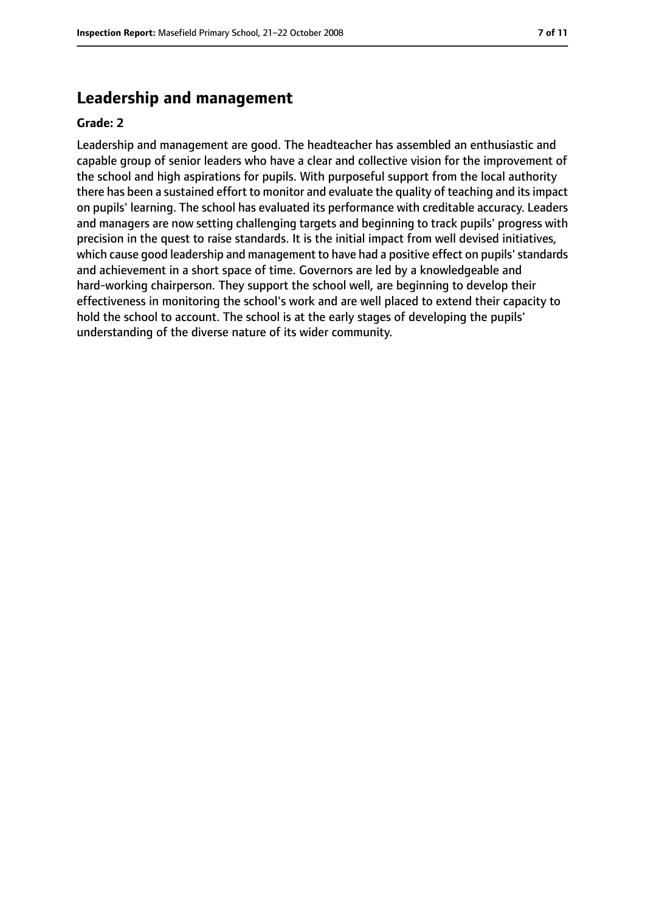## Leadership and management

**Grade: 2**

Leadership and management are good. The headteacher has assembled an enthusiastic and capable group of senior leaders who have a clear and collective vision for the improvement of the school and high aspirations for pupils. With purposeful support from the local authority there has been a sustained effort to monitor and evaluate the quality of teaching and its impact on pupils' learning. The school has evaluated its performance with creditable accuracy. Leaders and managers are now setting challenging targets and beginning to track pupils' progress with precision in the quest to raise standards. It is the initial impact from well devised initiatives, which cause good leadership and management to have had a positive effect on pupils' standards and achievement in a short space of time. Governors are led by a knowledgeable and hard-working chairperson. They support the school well, are beginning to develop their effectiveness in monitoring the school's work and are well placed to extend their capacity to hold the school to account. The school is at the early stages of developing the pupils' understanding of the diverse nature of its wider community.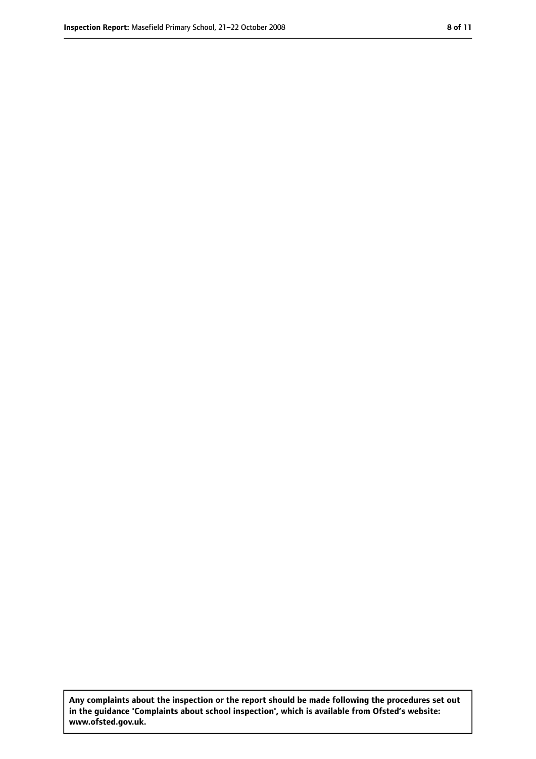**Any complaints about the inspection or the report should be made following the procedures set out in the guidance 'Complaints about school inspection', which is available from Ofsted's website: www.ofsted.gov.uk.**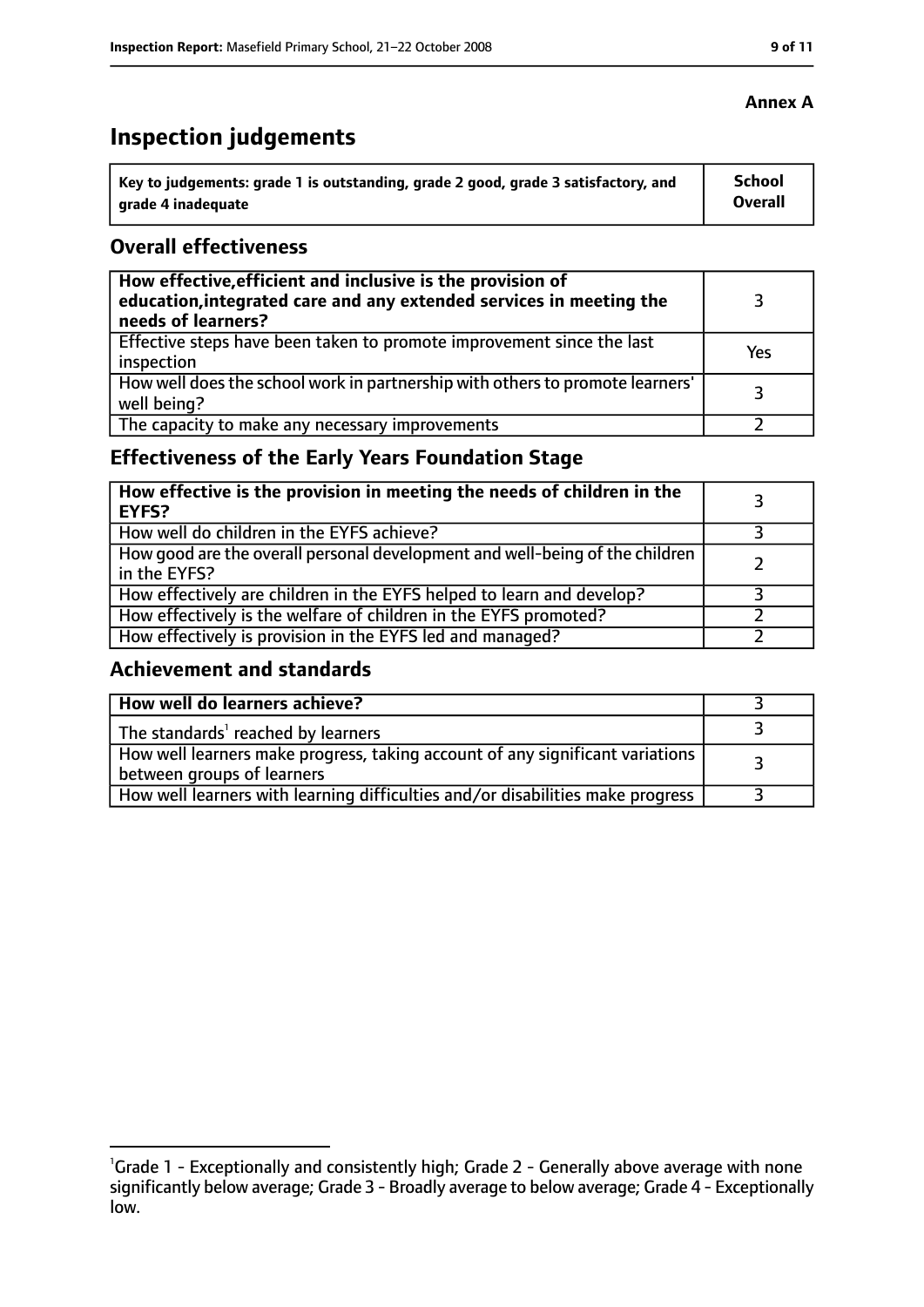**Annex A**

# Inspection judgements

| Key to judgements: grade 1 is outstanding, grade 2 good, grade 3 satisfactory, and grade 4 inadequate | School Overall |
|---|---|

## Overall effectiveness

| | |
|---|---|
| **How effective, efficient and inclusive is the provision of education, integrated care and any extended services in meeting the needs of learners?** | 3 |
| Effective steps have been taken to promote improvement since the last inspection | Yes |
| How well does the school work in partnership with others to promote learners' well being? | 3 |
| The capacity to make any necessary improvements | 2 |

## Effectiveness of the Early Years Foundation Stage

| | |
|---|---|
| **How effective is the provision in meeting the needs of children in the EYFS?** | 3 |
| How well do children in the EYFS achieve? | 3 |
| How good are the overall personal development and well-being of the children in the EYFS? | 2 |
| How effectively are children in the EYFS helped to learn and develop? | 3 |
| How effectively is the welfare of children in the EYFS promoted? | 2 |
| How effectively is provision in the EYFS led and managed? | 2 |

## Achievement and standards

| | |
|---|---|
| **How well do learners achieve?** | 3 |
| The standards[1] reached by learners | 3 |
| How well learners make progress, taking account of any significant variations between groups of learners | 3 |
| How well learners with learning difficulties and/or disabilities make progress | 3 |

[1] Grade 1 - Exceptionally and consistently high; Grade 2 - Generally above average with none significantly below average; Grade 3 - Broadly average to below average; Grade 4 - Exceptionally low.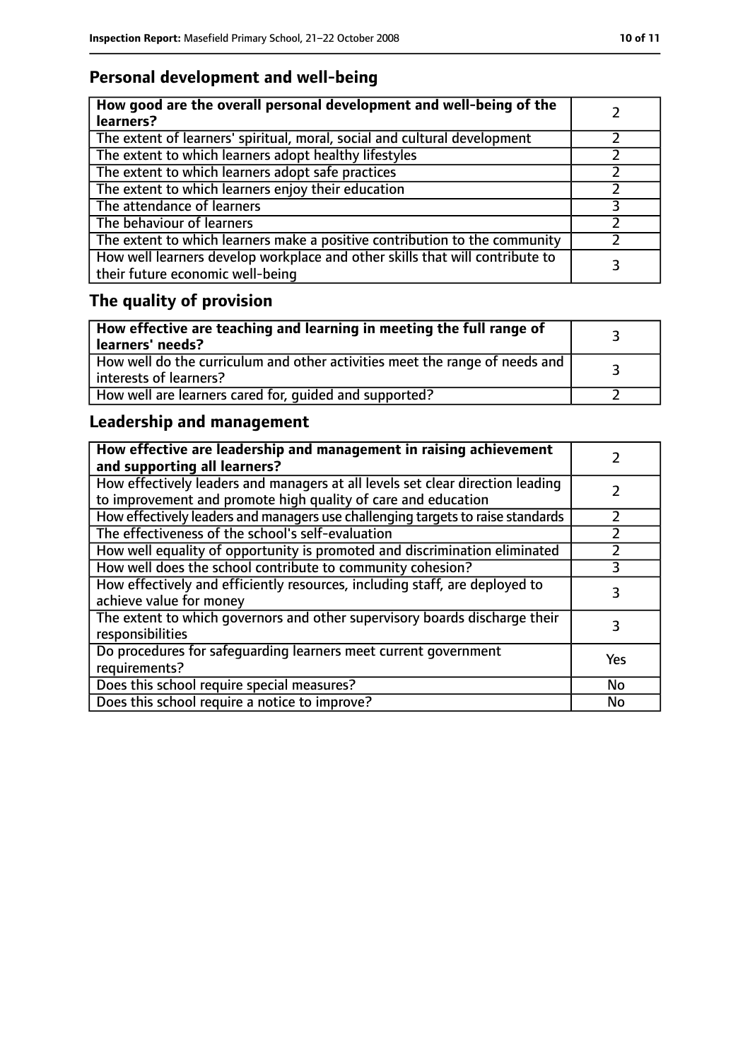## Personal development and well-being

| How good are the overall personal development and well-being of the learners? | 2 |
|---|---|
| The extent of learners' spiritual, moral, social and cultural development | 2 |
| The extent to which learners adopt healthy lifestyles | 2 |
| The extent to which learners adopt safe practices | 2 |
| The extent to which learners enjoy their education | 2 |
| The attendance of learners | 3 |
| The behaviour of learners | 2 |
| The extent to which learners make a positive contribution to the community | 2 |
| How well learners develop workplace and other skills that will contribute to their future economic well-being | 3 |

## The quality of provision

| How effective are teaching and learning in meeting the full range of learners' needs? | 3 |
|---|---|
| How well do the curriculum and other activities meet the range of needs and interests of learners? | 3 |
| How well are learners cared for, guided and supported? | 2 |

## Leadership and management

| How effective are leadership and management in raising achievement and supporting all learners? | 2 |
|---|---|
| How effectively leaders and managers at all levels set clear direction leading to improvement and promote high quality of care and education | 2 |
| How effectively leaders and managers use challenging targets to raise standards | 2 |
| The effectiveness of the school's self-evaluation | 2 |
| How well equality of opportunity is promoted and discrimination eliminated | 2 |
| How well does the school contribute to community cohesion? | 3 |
| How effectively and efficiently resources, including staff, are deployed to achieve value for money | 3 |
| The extent to which governors and other supervisory boards discharge their responsibilities | 3 |
| Do procedures for safeguarding learners meet current government requirements? | Yes |
| Does this school require special measures? | No |
| Does this school require a notice to improve? | No |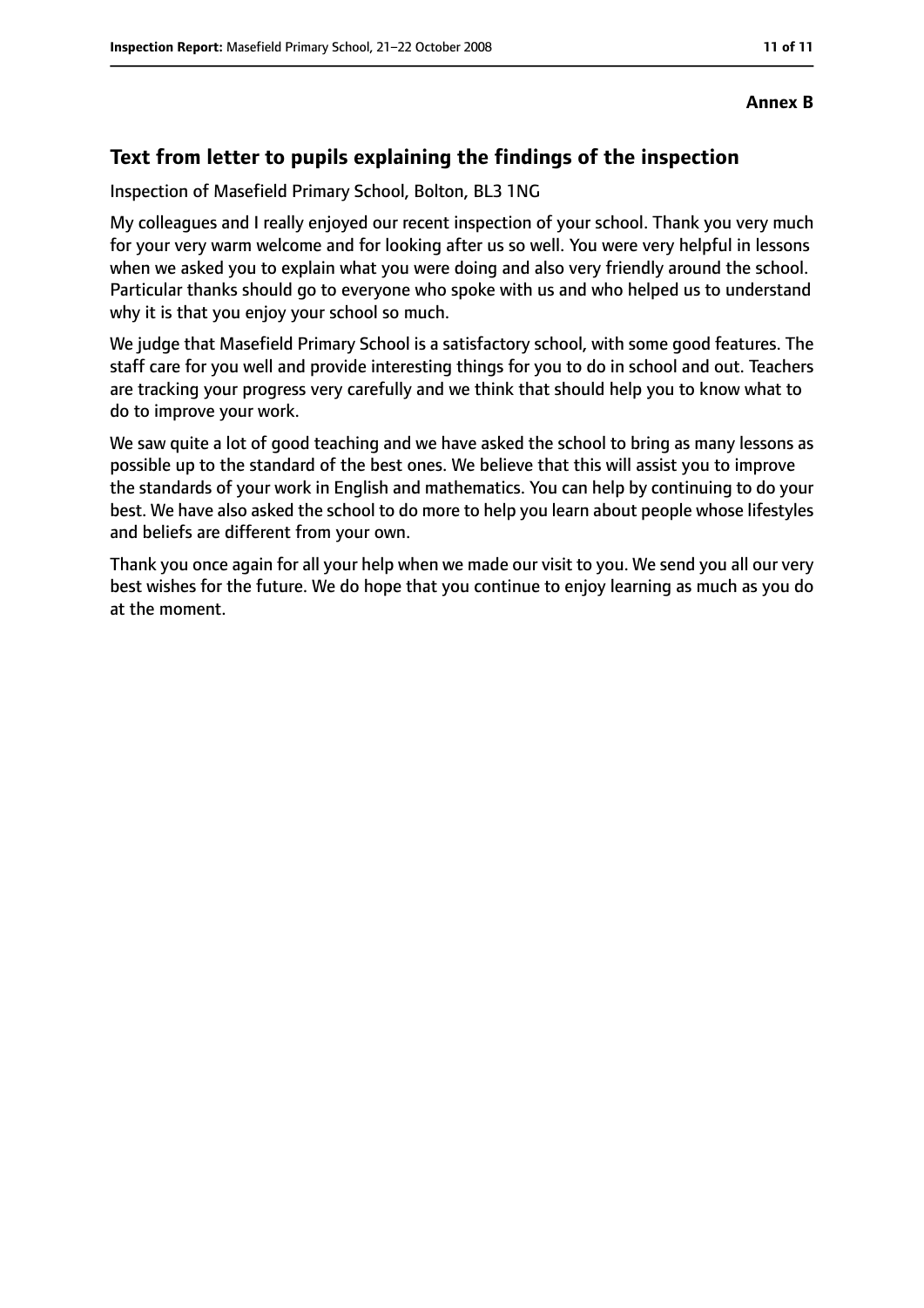**Annex B**

## Text from letter to pupils explaining the findings of the inspection

Inspection of Masefield Primary School, Bolton, BL3 1NG

My colleagues and I really enjoyed our recent inspection of your school. Thank you very much for your very warm welcome and for looking after us so well. You were very helpful in lessons when we asked you to explain what you were doing and also very friendly around the school. Particular thanks should go to everyone who spoke with us and who helped us to understand why it is that you enjoy your school so much.

We judge that Masefield Primary School is a satisfactory school, with some good features. The staff care for you well and provide interesting things for you to do in school and out. Teachers are tracking your progress very carefully and we think that should help you to know what to do to improve your work.

We saw quite a lot of good teaching and we have asked the school to bring as many lessons as possible up to the standard of the best ones. We believe that this will assist you to improve the standards of your work in English and mathematics. You can help by continuing to do your best. We have also asked the school to do more to help you learn about people whose lifestyles and beliefs are different from your own.

Thank you once again for all your help when we made our visit to you. We send you all our very best wishes for the future. We do hope that you continue to enjoy learning as much as you do at the moment.